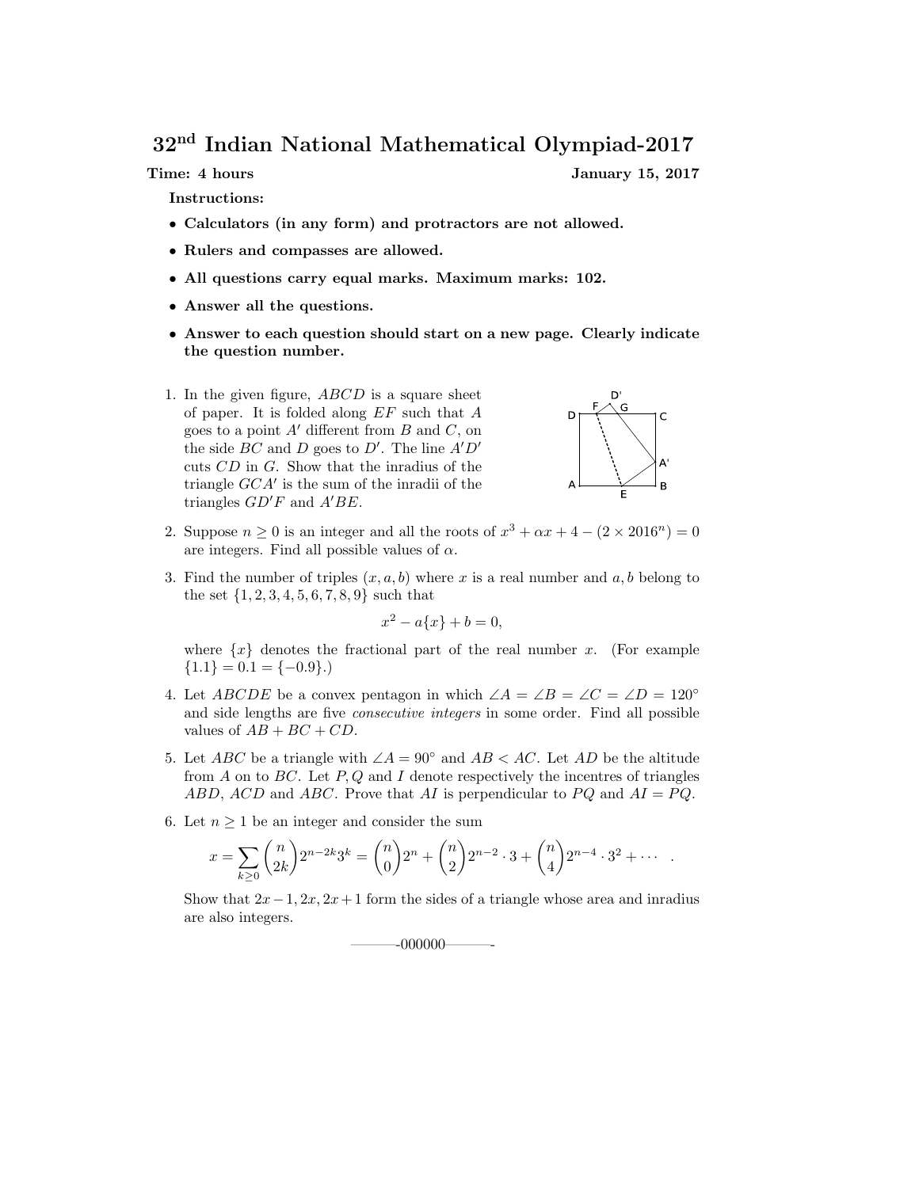# $32^{\text{nd}}$ Indian National Mathematical Olympiad-2017

**Time: 4 hours** **January 15, 2017**

**Instructions:**

- **Calculators (in any form) and protractors are not allowed.**
- **Rulers and compasses are allowed.**
- **All questions carry equal marks. Maximum marks: 102.**
- **Answer all the questions.**
- **Answer to each question should start on a new page. Clearly indicate the question number.**

1. In the given figure, $ABCD$ is a square sheet of paper. It is folded along $EF$ such that $A$ goes to a point $A'$ different from $B$ and $C$, on the side $BC$ and $D$ goes to $D'$. The line $A'D'$ cuts $CD$ in $G$. Show that the inradius of the triangle $GCA'$ is the sum of the inradii of the triangles $GD'F$ and $A'BE$.

2. Suppose $n \geq 0$ is an integer and all the roots of $x^3 + \alpha x + 4 - (2 \times 2016^n) = 0$ are integers. Find all possible values of $\alpha$.

3. Find the number of triples $(x, a, b)$ where $x$ is a real number and $a, b$ belong to the set $\{1, 2, 3, 4, 5, 6, 7, 8, 9\}$ such that
$$x^2 - a\{x\} + b = 0,$$
where $\{x\}$ denotes the fractional part of the real number $x$. (For example $\{1.1\} = 0.1 = \{-0.9\}$.)

4. Let $ABCDE$ be a convex pentagon in which $\angle A = \angle B = \angle C = \angle D = 120^\circ$ and side lengths are five *consecutive integers* in some order. Find all possible values of $AB + BC + CD$.

5. Let $ABC$ be a triangle with $\angle A = 90^\circ$ and $AB < AC$. Let $AD$ be the altitude from $A$ on to $BC$. Let $P, Q$ and $I$ denote respectively the incentres of triangles $ABD$, $ACD$ and $ABC$. Prove that $AI$ is perpendicular to $PQ$ and $AI = PQ$.

6. Let $n \geq 1$ be an integer and consider the sum
$$x = \sum_{k \geq 0} \binom{n}{2k} 2^{n-2k} 3^k = \binom{n}{0} 2^n + \binom{n}{2} 2^{n-2} \cdot 3 + \binom{n}{4} 2^{n-4} \cdot 3^2 + \cdots \quad .$$
Show that $2x - 1, 2x, 2x + 1$ form the sides of a triangle whose area and inradius are also integers.

———-000000———-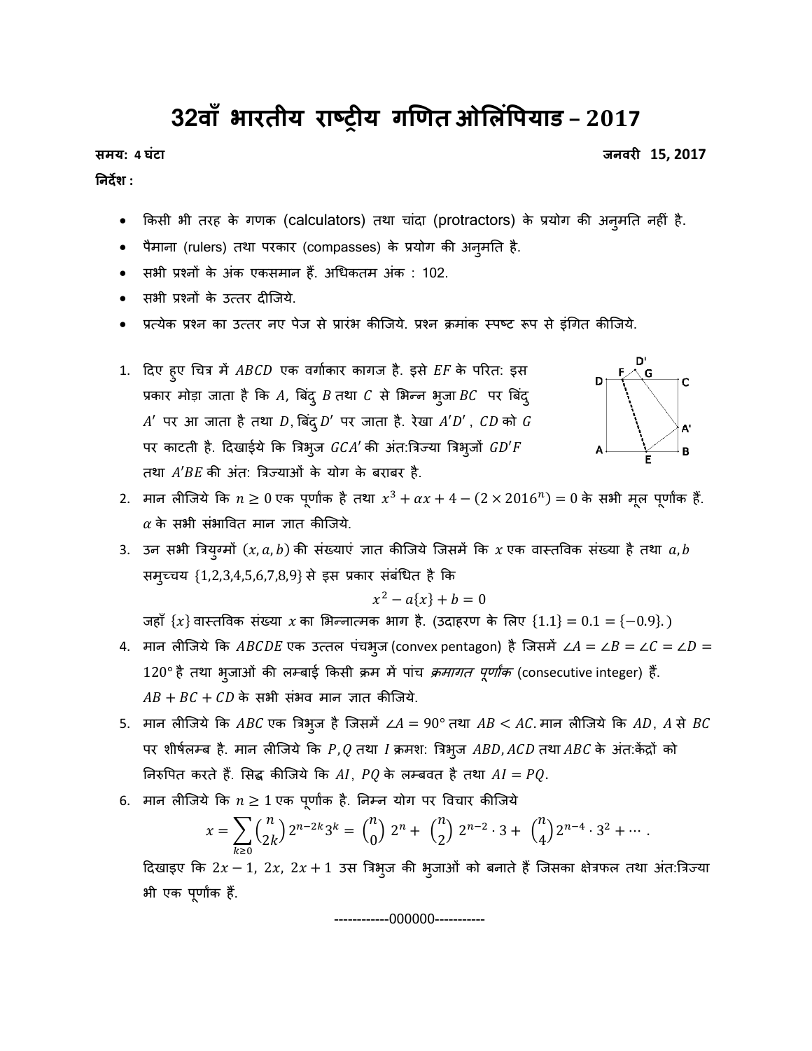# 32वाँ भारतीय राष्ट्रीय गणित ओलिंपियाड – 2017

**समय: 4 घंटा** **जनवरी 15, 2017**

**निर्देश :**

- किसी भी तरह के गणक (calculators) तथा चांदा (protractors) के प्रयोग की अनुमति नहीं है.
- पैमाना (rulers) तथा परकार (compasses) के प्रयोग की अनुमति है.
- सभी प्रश्नों के अंक एकसमान हैं. अधिकतम अंक : 102.
- सभी प्रश्नों के उत्तर दीजिये.
- प्रत्येक प्रश्न का उत्तर नए पेज से प्रारंभ कीजिये. प्रश्न क्रमांक स्पष्ट रूप से इंगित कीजिये.

1. दिए हुए चित्र में $ABCD$ एक वर्गाकार कागज है. इसे $EF$ के परितः इस प्रकार मोड़ा जाता है कि $A$, बिंदु $B$ तथा $C$ से भिन्न भुजा $BC$ पर बिंदु $A'$ पर आ जाता है तथा $D$, बिंदु $D'$ पर जाता है. रेखा $A'D'$, $CD$ को $G$ पर काटती है. दिखाईये कि त्रिभुज $GCA'$ की अंतःत्रिज्या त्रिभुजों $GD'F$ तथा $A'BE$ की अंतः त्रिज्याओं के योग के बराबर है.

2. मान लीजिये कि $n \geq 0$ एक पूर्णांक है तथा $x^3 + \alpha x + 4 - (2 \times 2016^n) = 0$ के सभी मूल पूर्णांक हैं. $\alpha$ के सभी संभावित मान ज्ञात कीजिये.

3. उन सभी त्रियुग्मों $(x, a, b)$ की संख्याएं ज्ञात कीजिये जिसमें कि $x$ एक वास्तविक संख्या है तथा $a, b$ समुच्चय $\{1,2,3,4,5,6,7,8,9\}$ से इस प्रकार संबंधित है कि
$$x^2 - a\{x\} + b = 0$$
जहाँ $\{x\}$ वास्तविक संख्या $x$ का भिन्नात्मक भाग है. (उदाहरण के लिए $\{1.1\} = 0.1 = \{-0.9\}$.)

4. मान लीजिये कि $ABCDE$ एक उत्तल पंचभुज (convex pentagon) है जिसमें $\angle A = \angle B = \angle C = \angle D = 120°$ है तथा भुजाओं की लम्बाई किसी क्रम में पांच *क्रमागत पूर्णांक* (consecutive integer) हैं. $AB + BC + CD$ के सभी संभव मान ज्ञात कीजिये.

5. मान लीजिये कि $ABC$ एक त्रिभुज है जिसमें $\angle A = 90°$ तथा $AB < AC$. मान लीजिये कि $AD$, $A$ से $BC$ पर शीर्षलम्ब है. मान लीजिये कि $P, Q$ तथा $I$ क्रमशः त्रिभुज $ABD, ACD$ तथा $ABC$ के अंतःकेंद्रों को निरुपित करते हैं. सिद्ध कीजिये कि $AI$, $PQ$ के लम्बवत है तथा $AI = PQ$.

6. मान लीजिये कि $n \geq 1$ एक पूर्णांक है. निम्न योग पर विचार कीजिये
$$x = \sum_{k \geq 0} \binom{n}{2k} 2^{n-2k} 3^k = \binom{n}{0} 2^n + \binom{n}{2} 2^{n-2} \cdot 3 + \binom{n}{4} 2^{n-4} \cdot 3^2 + \cdots .$$
दिखाइए कि $2x - 1$, $2x$, $2x + 1$ उस त्रिभुज की भुजाओं को बनाते हैं जिसका क्षेत्रफल तथा अंतःत्रिज्या भी एक पूर्णांक हैं.

------------000000-----------